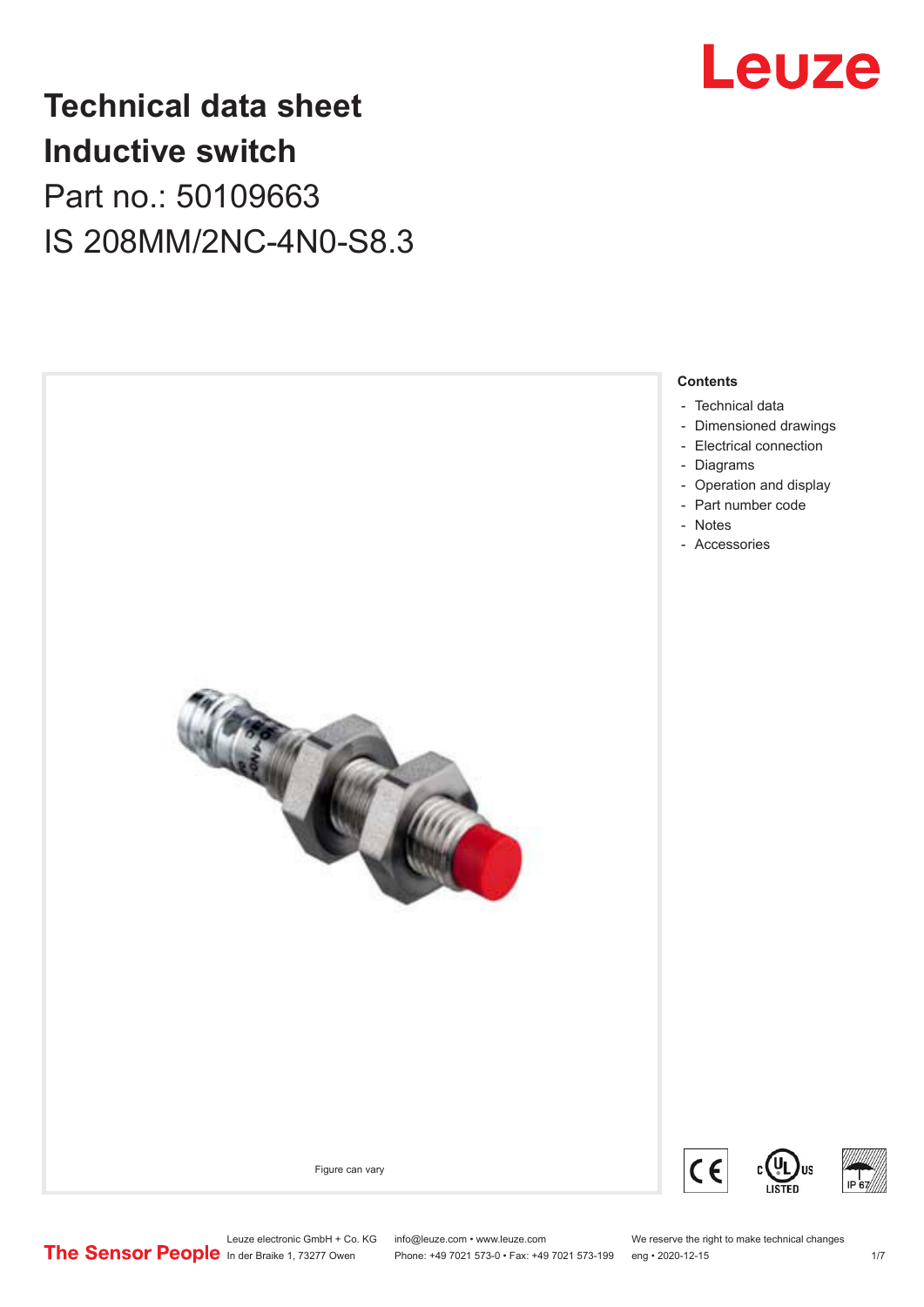# Technical data sheet
# Inductive switch

Part no.: 50109663

IS 208MM/2NC-4N0-S8.3

Figure can vary

**Contents**

- Technical data
- Dimensioned drawings
- Electrical connection
- Diagrams
- Operation and display
- Part number code
- Notes
- Accessories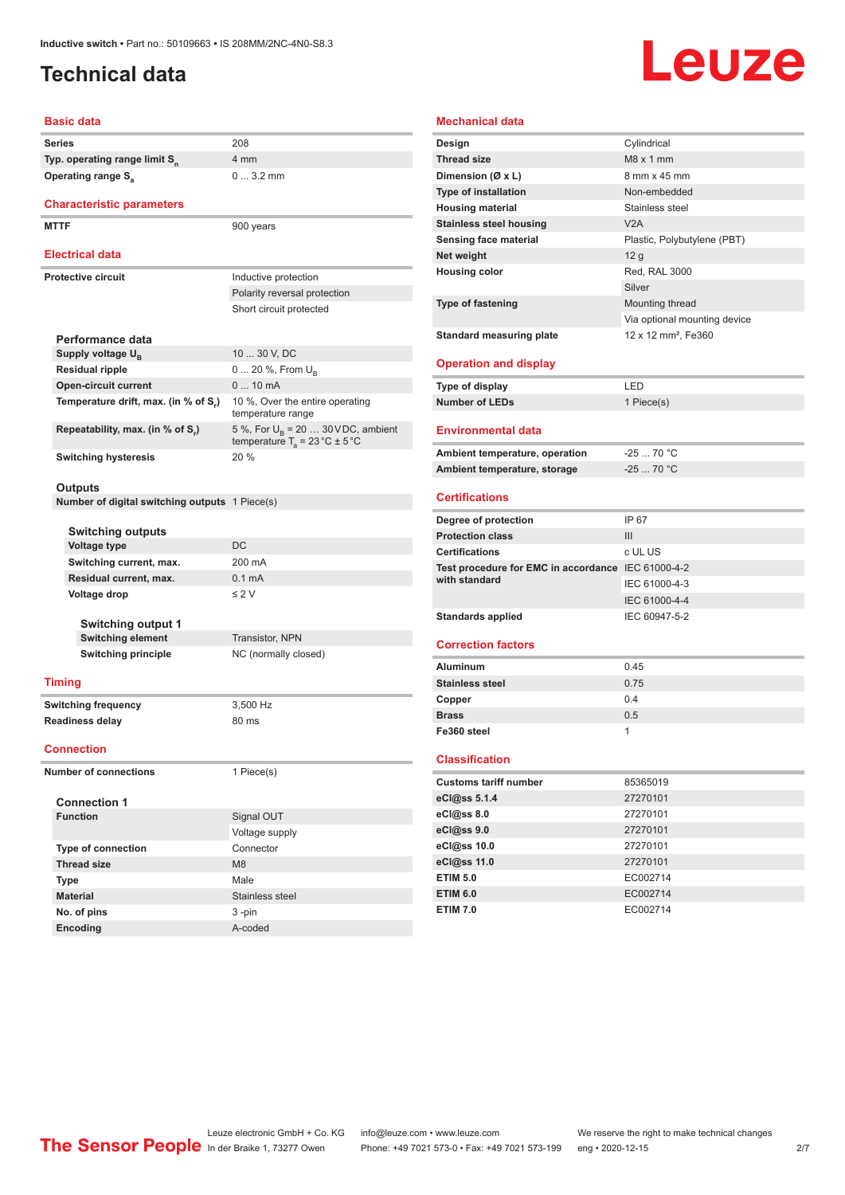# Technical data

## Basic data

| | |
|---|---|
| **Series** | 208 |
| **Typ. operating range limit $S_n$** | 4 mm |
| **Operating range $S_a$** | 0 ... 3.2 mm |

## Characteristic parameters

| | |
|---|---|
| **MTTF** | 900 years |

## Electrical data

| | |
|---|---|
| **Protective circuit** | Inductive protection |
| | Polarity reversal protection |
| | Short circuit protected |

### Performance data

| | |
|---|---|
| **Supply voltage $U_B$** | 10 ... 30 V, DC |
| **Residual ripple** | 0 ... 20 %, From $U_B$ |
| **Open-circuit current** | 0 ... 10 mA |
| **Temperature drift, max. (in % of $S_r$)** | 10 %, Over the entire operating temperature range |
| **Repeatability, max. (in % of $S_r$)** | 5 %, For $U_B$ = 20 … 30 V DC, ambient temperature $T_a$ = 23 °C ± 5 °C |
| **Switching hysteresis** | 20 % |

### Outputs

| | |
|---|---|
| **Number of digital switching outputs** | 1 Piece(s) |

#### Switching outputs

| | |
|---|---|
| **Voltage type** | DC |
| **Switching current, max.** | 200 mA |
| **Residual current, max.** | 0.1 mA |
| **Voltage drop** | ≤ 2 V |

##### Switching output 1

| | |
|---|---|
| **Switching element** | Transistor, NPN |
| **Switching principle** | NC (normally closed) |

## Timing

| | |
|---|---|
| **Switching frequency** | 3,500 Hz |
| **Readiness delay** | 80 ms |

## Connection

| | |
|---|---|
| **Number of connections** | 1 Piece(s) |

### Connection 1

| | |
|---|---|
| **Function** | Signal OUT |
| | Voltage supply |
| **Type of connection** | Connector |
| **Thread size** | M8 |
| **Type** | Male |
| **Material** | Stainless steel |
| **No. of pins** | 3 -pin |
| **Encoding** | A-coded |

## Mechanical data

| | |
|---|---|
| **Design** | Cylindrical |
| **Thread size** | M8 x 1 mm |
| **Dimension (Ø x L)** | 8 mm x 45 mm |
| **Type of installation** | Non-embedded |
| **Housing material** | Stainless steel |
| **Stainless steel housing** | V2A |
| **Sensing face material** | Plastic, Polybutylene (PBT) |
| **Net weight** | 12 g |
| **Housing color** | Red, RAL 3000 |
| | Silver |
| **Type of fastening** | Mounting thread |
| | Via optional mounting device |
| **Standard measuring plate** | 12 x 12 mm², Fe360 |

## Operation and display

| | |
|---|---|
| **Type of display** | LED |
| **Number of LEDs** | 1 Piece(s) |

## Environmental data

| | |
|---|---|
| **Ambient temperature, operation** | -25 ... 70 °C |
| **Ambient temperature, storage** | -25 ... 70 °C |

## Certifications

| | |
|---|---|
| **Degree of protection** | IP 67 |
| **Protection class** | III |
| **Certifications** | c UL US |
| **Test procedure for EMC in accordance with standard** | IEC 61000-4-2 |
| | IEC 61000-4-3 |
| | IEC 61000-4-4 |
| **Standards applied** | IEC 60947-5-2 |

## Correction factors

| | |
|---|---|
| **Aluminum** | 0.45 |
| **Stainless steel** | 0.75 |
| **Copper** | 0.4 |
| **Brass** | 0.5 |
| **Fe360 steel** | 1 |

## Classification

| | |
|---|---|
| **Customs tariff number** | 85365019 |
| **eCl@ss 5.1.4** | 27270101 |
| **eCl@ss 8.0** | 27270101 |
| **eCl@ss 9.0** | 27270101 |
| **eCl@ss 10.0** | 27270101 |
| **eCl@ss 11.0** | 27270101 |
| **ETIM 5.0** | EC002714 |
| **ETIM 6.0** | EC002714 |
| **ETIM 7.0** | EC002714 |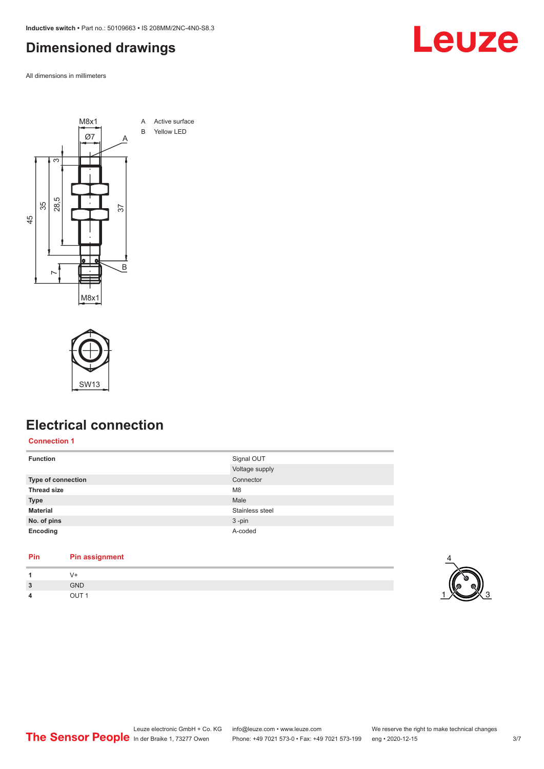# Dimensioned drawings

All dimensions in millimeters

A Active surface
B Yellow LED

# Electrical connection

**Connection 1**

| | |
|---|---|
| **Function** | Signal OUT |
| | Voltage supply |
| **Type of connection** | Connector |
| **Thread size** | M8 |
| **Type** | Male |
| **Material** | Stainless steel |
| **No. of pins** | 3 -pin |
| **Encoding** | A-coded |

| Pin | Pin assignment |
|---|---|
| **1** | V+ |
| **3** | GND |
| **4** | OUT 1 |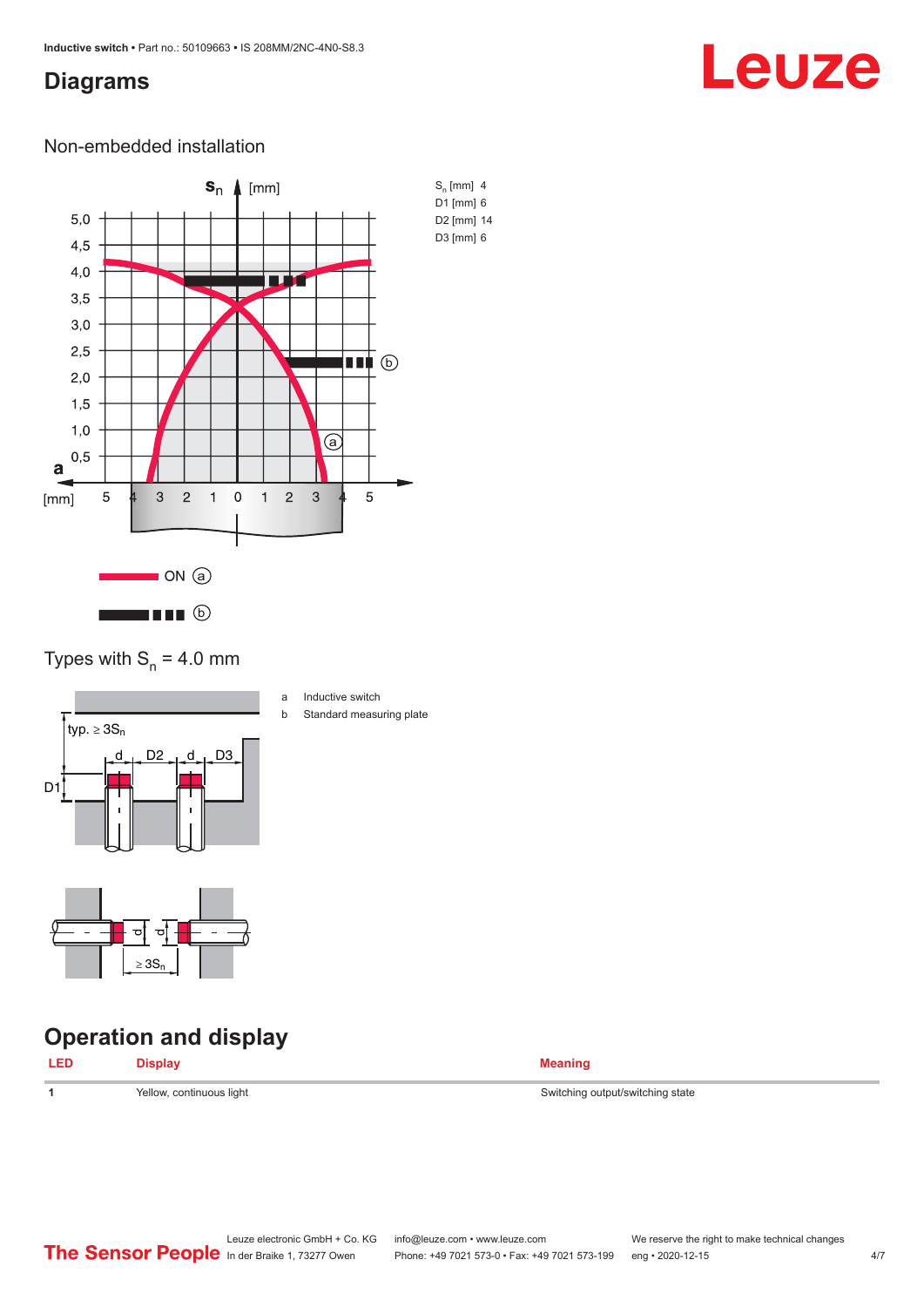## Diagrams

### Non-embedded installation

$S_n$ [mm] 4
D1 [mm] 6
D2 [mm] 14
D3 [mm] 6

ON (a)

(b)

### Types with $S_n$ = 4.0 mm

a Inductive switch
b Standard measuring plate

## Operation and display

| LED | Display | Meaning |
|---|---|---|
| 1 | Yellow, continuous light | Switching output/switching state |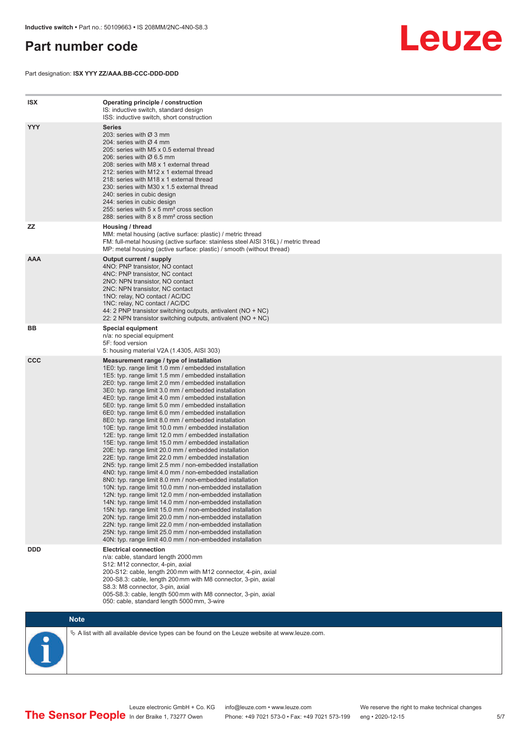# Part number code

Part designation: **ISX YYY ZZ/AAA.BB-CCC-DDD-DDD**

| | |
|---|---|
| **ISX** | **Operating principle / construction**<br>IS: inductive switch, standard design<br>ISS: inductive switch, short construction |
| **YYY** | **Series**<br>203: series with Ø 3 mm<br>204: series with Ø 4 mm<br>205: series with M5 x 0.5 external thread<br>206: series with Ø 6.5 mm<br>208: series with M8 x 1 external thread<br>212: series with M12 x 1 external thread<br>218: series with M18 x 1 external thread<br>230: series with M30 x 1.5 external thread<br>240: series in cubic design<br>244: series in cubic design<br>255: series with 5 x 5 mm² cross section<br>288: series with 8 x 8 mm² cross section |
| **ZZ** | **Housing / thread**<br>MM: metal housing (active surface: plastic) / metric thread<br>FM: full-metal housing (active surface: stainless steel AISI 316L) / metric thread<br>MP: metal housing (active surface: plastic) / smooth (without thread) |
| **AAA** | **Output current / supply**<br>4NO: PNP transistor, NO contact<br>4NC: PNP transistor, NC contact<br>2NO: NPN transistor, NO contact<br>2NC: NPN transistor, NC contact<br>1NO: relay, NO contact / AC/DC<br>1NC: relay, NC contact / AC/DC<br>44: 2 PNP transistor switching outputs, antivalent (NO + NC)<br>22: 2 NPN transistor switching outputs, antivalent (NO + NC) |
| **BB** | **Special equipment**<br>n/a: no special equipment<br>5F: food version<br>5: housing material V2A (1.4305, AISI 303) |
| **CCC** | **Measurement range / type of installation**<br>1E0: typ. range limit 1.0 mm / embedded installation<br>1E5: typ. range limit 1.5 mm / embedded installation<br>2E0: typ. range limit 2.0 mm / embedded installation<br>3E0: typ. range limit 3.0 mm / embedded installation<br>4E0: typ. range limit 4.0 mm / embedded installation<br>5E0: typ. range limit 5.0 mm / embedded installation<br>6E0: typ. range limit 6.0 mm / embedded installation<br>8E0: typ. range limit 8.0 mm / embedded installation<br>10E: typ. range limit 10.0 mm / embedded installation<br>12E: typ. range limit 12.0 mm / embedded installation<br>15E: typ. range limit 15.0 mm / embedded installation<br>20E: typ. range limit 20.0 mm / embedded installation<br>22E: typ. range limit 22.0 mm / embedded installation<br>2N5: typ. range limit 2.5 mm / non-embedded installation<br>4N0: typ. range limit 4.0 mm / non-embedded installation<br>8N0: typ. range limit 8.0 mm / non-embedded installation<br>10N: typ. range limit 10.0 mm / non-embedded installation<br>12N: typ. range limit 12.0 mm / non-embedded installation<br>14N: typ. range limit 14.0 mm / non-embedded installation<br>15N: typ. range limit 15.0 mm / non-embedded installation<br>20N: typ. range limit 20.0 mm / non-embedded installation<br>22N: typ. range limit 22.0 mm / non-embedded installation<br>25N: typ. range limit 25.0 mm / non-embedded installation<br>40N: typ. range limit 40.0 mm / non-embedded installation |
| **DDD** | **Electrical connection**<br>n/a: cable, standard length 2000 mm<br>S12: M12 connector, 4-pin, axial<br>200-S12: cable, length 200 mm with M12 connector, 4-pin, axial<br>200-S8.3: cable, length 200 mm with M8 connector, 3-pin, axial<br>S8.3: M8 connector, 3-pin, axial<br>005-S8.3: cable, length 500 mm with M8 connector, 3-pin, axial<br>050: cable, standard length 5000 mm, 3-wire |

**Note**

↳ A list with all available device types can be found on the Leuze website at www.leuze.com.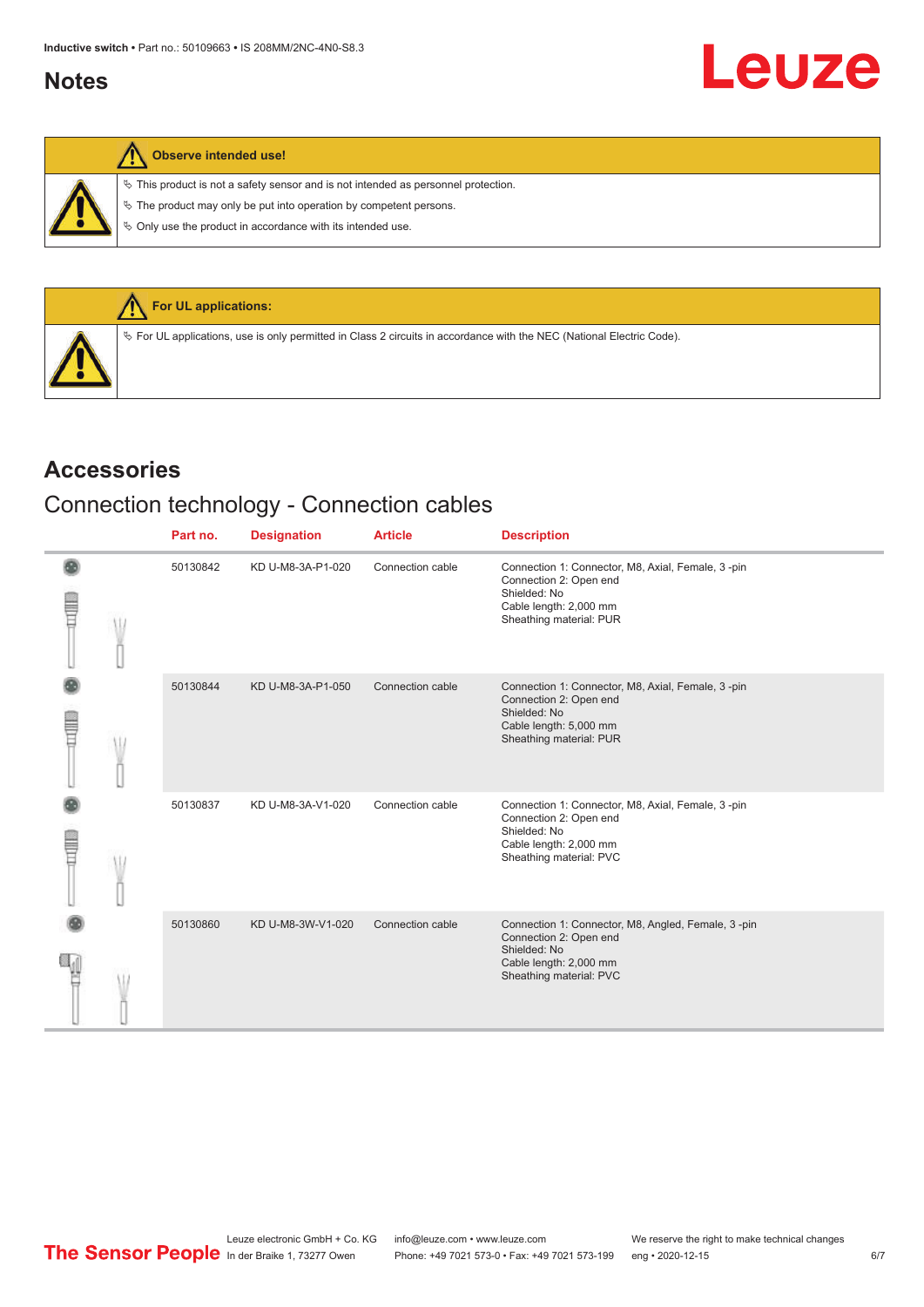## Notes

**Observe intended use!**

- ✎ This product is not a safety sensor and is not intended as personnel protection.
- ✎ The product may only be put into operation by competent persons.
- ✎ Only use the product in accordance with its intended use.

**For UL applications:**

- ✎ For UL applications, use is only permitted in Class 2 circuits in accordance with the NEC (National Electric Code).

## Accessories

### Connection technology - Connection cables

| Part no. | Designation | Article | Description |
|---|---|---|---|
| 50130842 | KD U-M8-3A-P1-020 | Connection cable | Connection 1: Connector, M8, Axial, Female, 3 -pin<br>Connection 2: Open end<br>Shielded: No<br>Cable length: 2,000 mm<br>Sheathing material: PUR |
| 50130844 | KD U-M8-3A-P1-050 | Connection cable | Connection 1: Connector, M8, Axial, Female, 3 -pin<br>Connection 2: Open end<br>Shielded: No<br>Cable length: 5,000 mm<br>Sheathing material: PUR |
| 50130837 | KD U-M8-3A-V1-020 | Connection cable | Connection 1: Connector, M8, Axial, Female, 3 -pin<br>Connection 2: Open end<br>Shielded: No<br>Cable length: 2,000 mm<br>Sheathing material: PVC |
| 50130860 | KD U-M8-3W-V1-020 | Connection cable | Connection 1: Connector, M8, Angled, Female, 3 -pin<br>Connection 2: Open end<br>Shielded: No<br>Cable length: 2,000 mm<br>Sheathing material: PVC |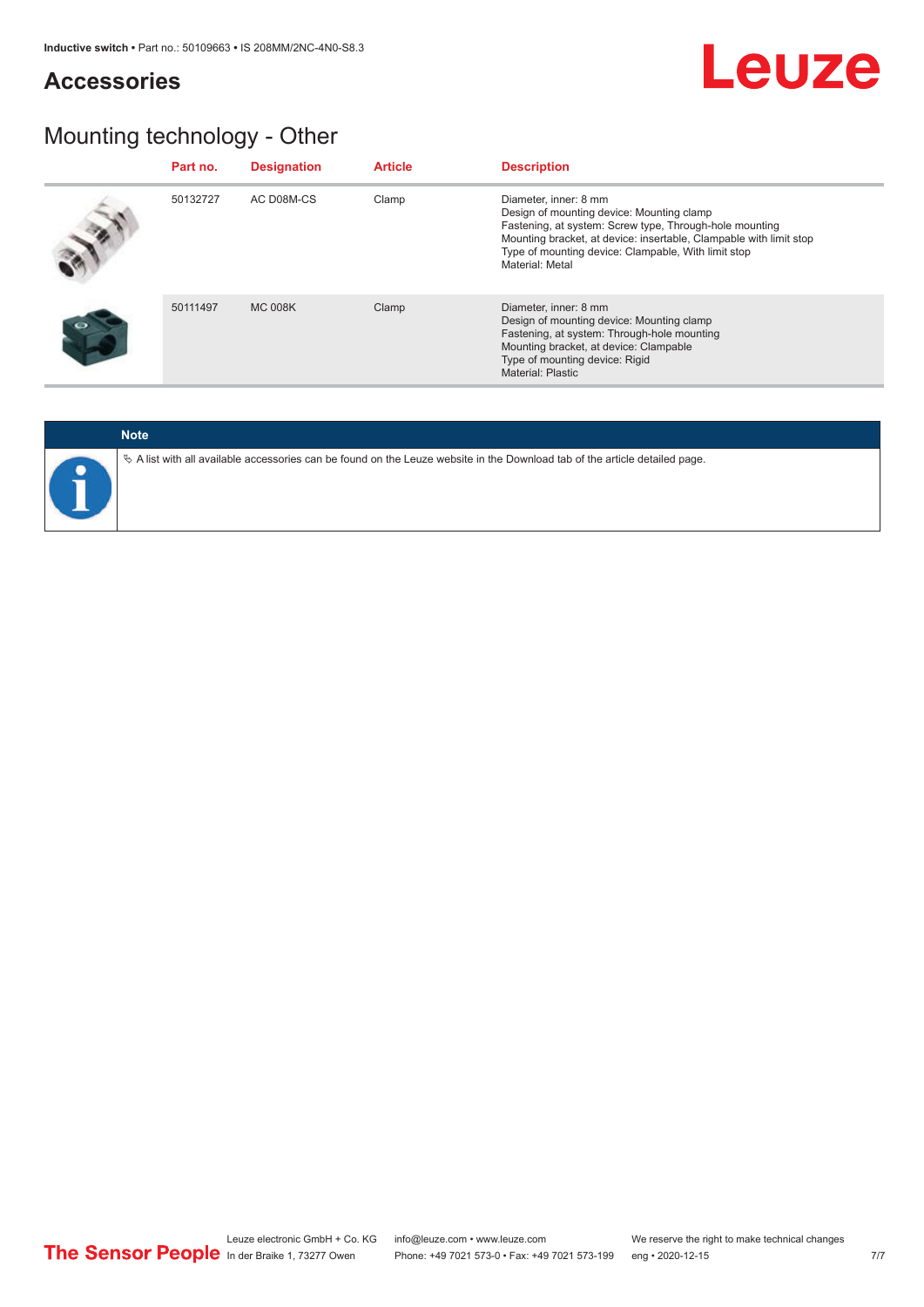## Accessories

### Mounting technology - Other

| | Part no. | Designation | Article | Description |
|---|---|---|---|---|
| | 50132727 | AC D08M-CS | Clamp | Diameter, inner: 8 mm<br>Design of mounting device: Mounting clamp<br>Fastening, at system: Screw type, Through-hole mounting<br>Mounting bracket, at device: insertable, Clampable with limit stop<br>Type of mounting device: Clampable, With limit stop<br>Material: Metal |
| | 50111497 | MC 008K | Clamp | Diameter, inner: 8 mm<br>Design of mounting device: Mounting clamp<br>Fastening, at system: Through-hole mounting<br>Mounting bracket, at device: Clampable<br>Type of mounting device: Rigid<br>Material: Plastic |

**Note**

🔖 A list with all available accessories can be found on the Leuze website in the Download tab of the article detailed page.